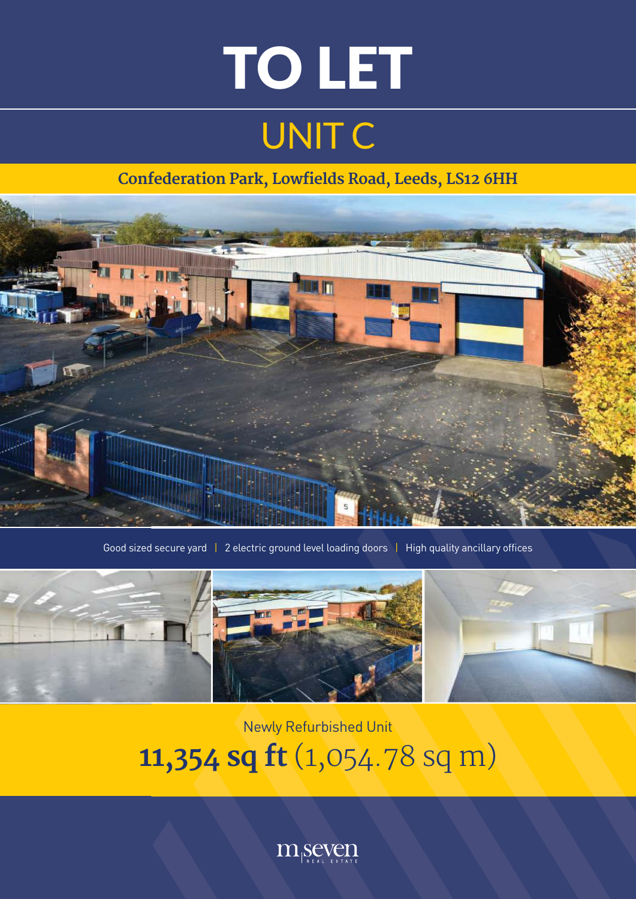# TO LET

## UNIT C

**Confederation Park, Lowfields Road, Leeds, LS12 6HH**

Good sized secure yard | 2 electric ground level loading doors | High quality ancillary offices

Newly Refurbished Unit

**11,354 sq ft** (1,054.78 sq m)

m|seven REAL ESTATE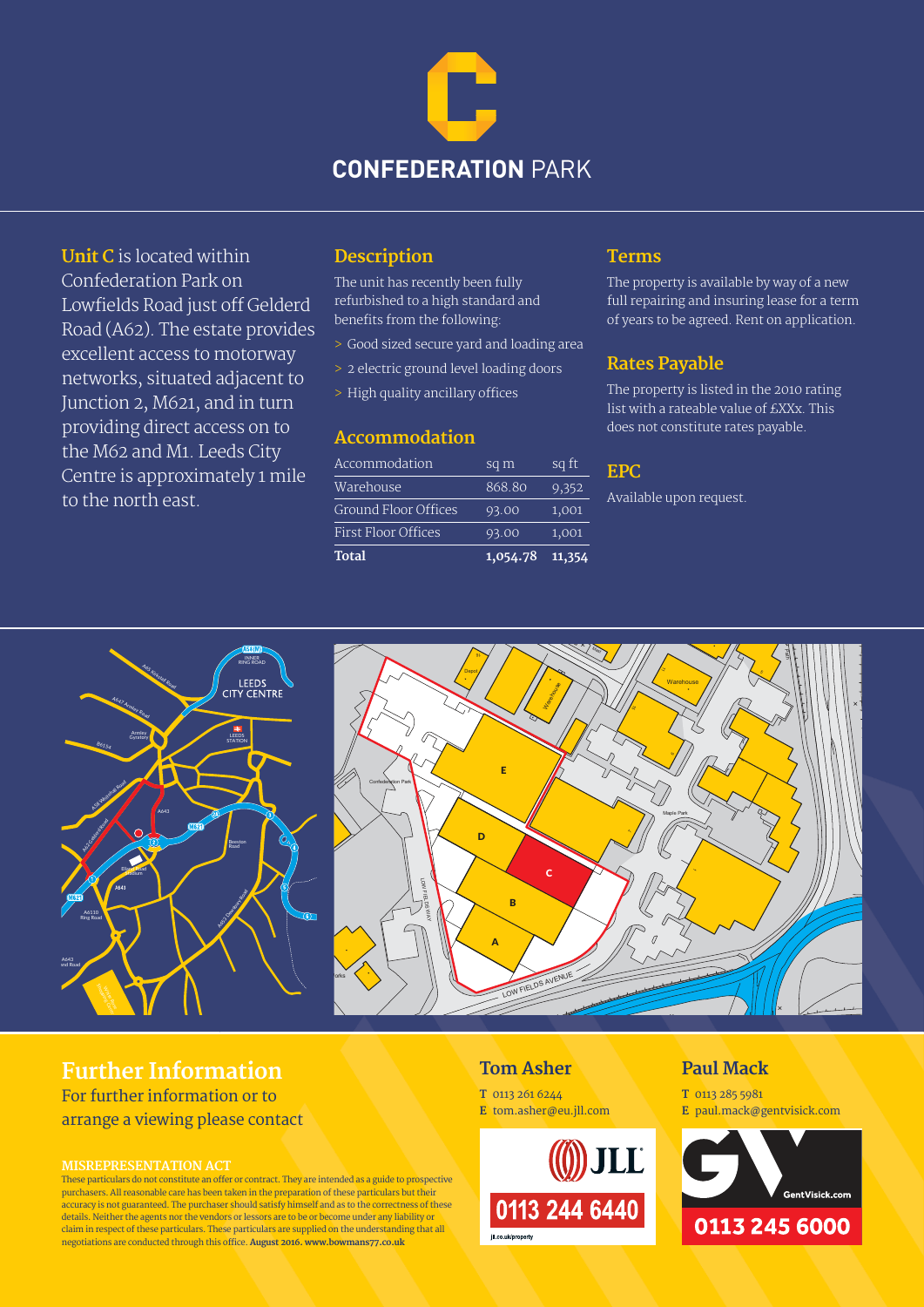# CONFEDERATION PARK

**Unit C** is located within Confederation Park on Lowfields Road just off Gelderd Road (A62). The estate provides excellent access to motorway networks, situated adjacent to Junction 2, M621, and in turn providing direct access on to the M62 and M1. Leeds City Centre is approximately 1 mile to the north east.

## Description

The unit has recently been fully refurbished to a high standard and benefits from the following:

> Good sized secure yard and loading area

> 2 electric ground level loading doors

> High quality ancillary offices

## Accommodation

| Accommodation | sq m | sq ft |
|---|---|---|
| Warehouse | 868.80 | 9,352 |
| Ground Floor Offices | 93.00 | 1,001 |
| First Floor Offices | 93.00 | 1,001 |
| **Total** | **1,054.78** | **11,354** |

## Terms

The property is available by way of a new full repairing and insuring lease for a term of years to be agreed. Rent on application.

## Rates Payable

The property is listed in the 2010 rating list with a rateable value of £XXx. This does not constitute rates payable.

## EPC

Available upon request.

## Further Information

For further information or to arrange a viewing please contact

### Tom Asher

**T** 0113 261 6244
**E** tom.asher@eu.jll.com

JLL 0113 244 6440
jll.co.uk/property

### Paul Mack

**T** 0113 285 5981
**E** paul.mack@gentvisick.com

GentVisick.com 0113 245 6000

**MISREPRESENTATION ACT**

These particulars do not constitute an offer or contract. They are intended as a guide to prospective purchasers. All reasonable care has been taken in the preparation of these particulars but their accuracy is not guaranteed. The purchaser should satisfy himself and as to the correctness of these details. Neither the agents nor the vendors or lessors are to be or become under any liability or claim in respect of these particulars. These particulars are supplied on the understanding that all negotiations are conducted through this office. **August 2016. www.bowmans77.co.uk**